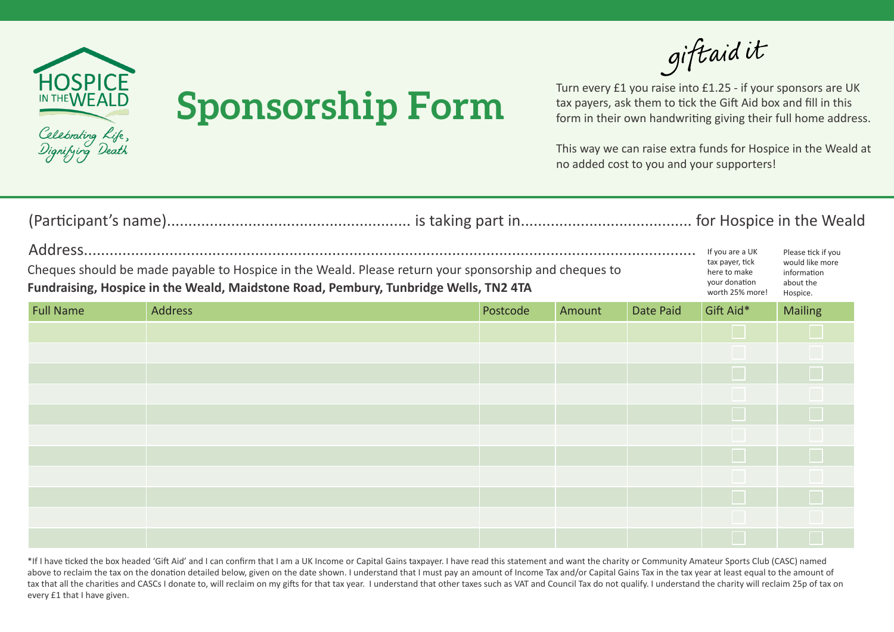HOSPICE IN THE WEALD

*Celebrating Life, Dignifying Death*

# Sponsorship Form

*giftaid it*

Turn every £1 you raise into £1.25 - if your sponsors are UK tax payers, ask them to tick the Gift Aid box and fill in this form in their own handwriting giving their full home address.

This way we can raise extra funds for Hospice in the Weald at no added cost to you and your supporters!

(Participant's name)........................................................ is taking part in....................................... for Hospice in the Weald

Address...........................................................................................................................................

Cheques should be made payable to Hospice in the Weald. Please return your sponsorship and cheques to
**Fundraising, Hospice in the Weald, Maidstone Road, Pembury, Tunbridge Wells, TN2 4TA**

If you are a UK tax payer, tick here to make your donation worth 25% more!

Please tick if you would like more information about the Hospice.

| Full Name | Address | Postcode | Amount | Date Paid | Gift Aid* | Mailing |
|---|---|---|---|---|---|---|
| | | | | | ☐ | ☐ |
| | | | | | ☐ | ☐ |
| | | | | | ☐ | ☐ |
| | | | | | ☐ | ☐ |
| | | | | | ☐ | ☐ |
| | | | | | ☐ | ☐ |
| | | | | | ☐ | ☐ |
| | | | | | ☐ | ☐ |
| | | | | | ☐ | ☐ |
| | | | | | ☐ | ☐ |
| | | | | | ☐ | ☐ |

*If I have ticked the box headed 'Gift Aid' and I can confirm that I am a UK Income or Capital Gains taxpayer. I have read this statement and want the charity or Community Amateur Sports Club (CASC) named above to reclaim the tax on the donation detailed below, given on the date shown. I understand that I must pay an amount of Income Tax and/or Capital Gains Tax in the tax year at least equal to the amount of tax that all the charities and CASCs I donate to, will reclaim on my gifts for that tax year. I understand that other taxes such as VAT and Council Tax do not qualify. I understand the charity will reclaim 25p of tax on every £1 that I have given.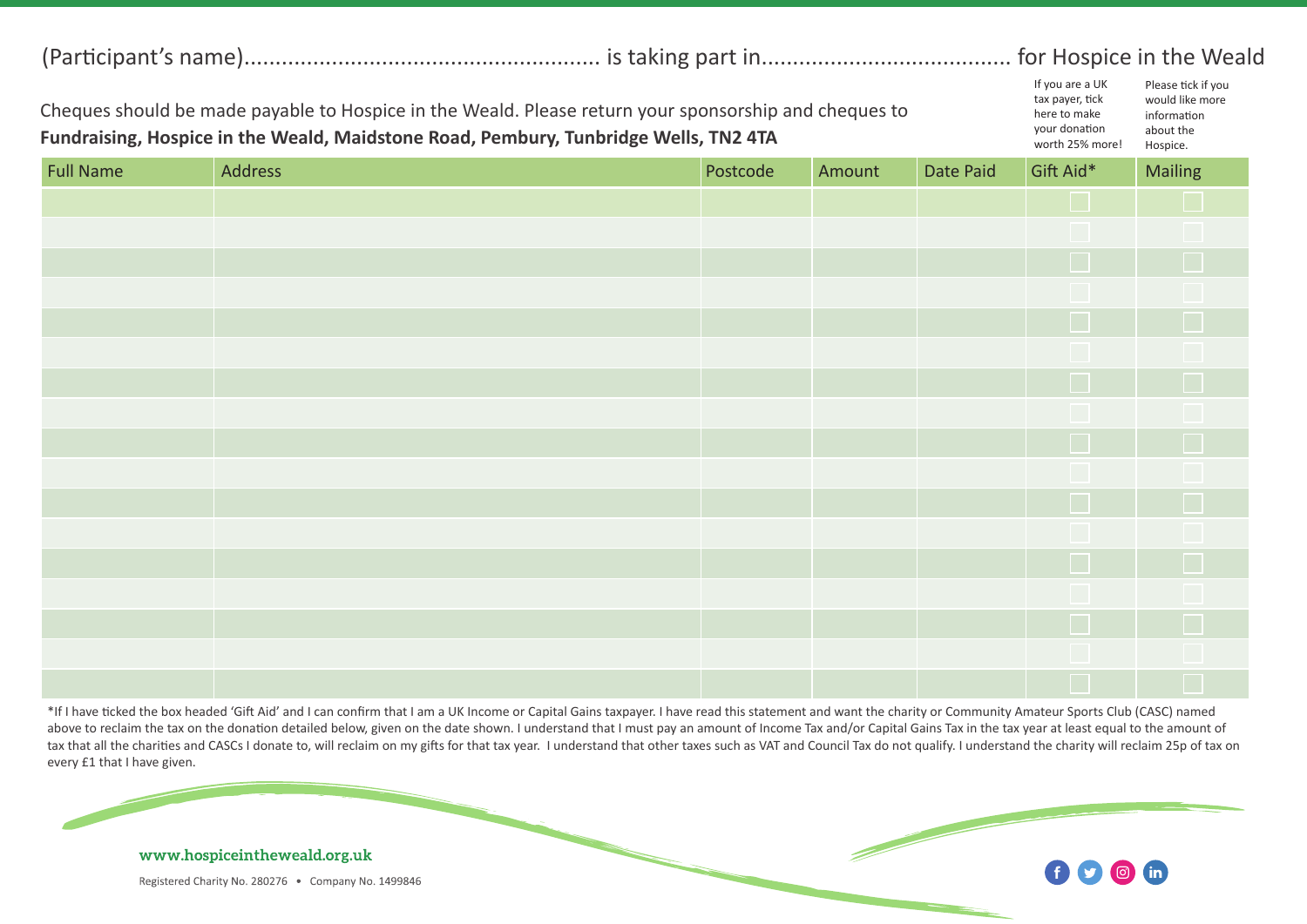(Participant's name)........................................................ is taking part in....................................... for Hospice in the Weald

Cheques should be made payable to Hospice in the Weald. Please return your sponsorship and cheques to
**Fundraising, Hospice in the Weald, Maidstone Road, Pembury, Tunbridge Wells, TN2 4TA**

If you are a UK tax payer, tick here to make your donation worth 25% more!

Please tick if you would like more information about the Hospice.

| Full Name | Address | Postcode | Amount | Date Paid | Gift Aid* | Mailing |
|---|---|---|---|---|---|---|
| | | | | | ☐ | ☐ |
| | | | | | ☐ | ☐ |
| | | | | | ☐ | ☐ |
| | | | | | ☐ | ☐ |
| | | | | | ☐ | ☐ |
| | | | | | ☐ | ☐ |
| | | | | | ☐ | ☐ |
| | | | | | ☐ | ☐ |
| | | | | | ☐ | ☐ |
| | | | | | ☐ | ☐ |
| | | | | | ☐ | ☐ |
| | | | | | ☐ | ☐ |
| | | | | | ☐ | ☐ |
| | | | | | ☐ | ☐ |
| | | | | | ☐ | ☐ |
| | | | | | ☐ | ☐ |
| | | | | | ☐ | ☐ |

*If I have ticked the box headed 'Gift Aid' and I can confirm that I am a UK Income or Capital Gains taxpayer. I have read this statement and want the charity or Community Amateur Sports Club (CASC) named above to reclaim the tax on the donation detailed below, given on the date shown. I understand that I must pay an amount of Income Tax and/or Capital Gains Tax in the tax year at least equal to the amount of tax that all the charities and CASCs I donate to, will reclaim on my gifts for that tax year. I understand that other taxes such as VAT and Council Tax do not qualify. I understand the charity will reclaim 25p of tax on every £1 that I have given.

**www.hospiceintheweald.org.uk**

Registered Charity No. 280276 • Company No. 1499846